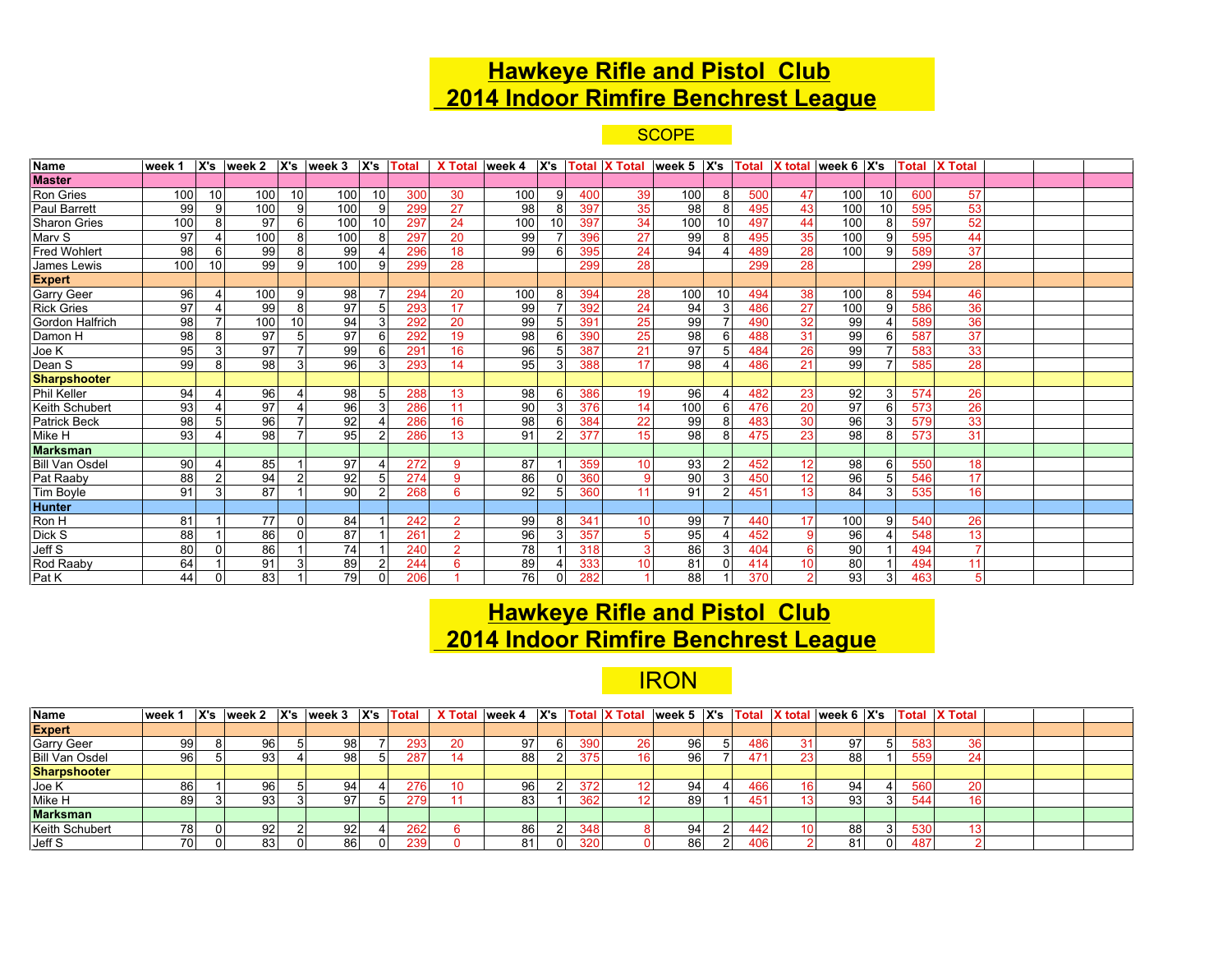# Hawkeye Rifle and Pistol Club
# 2014 Indoor Rimfire Benchrest League

## SCOPE

| Name | week 1 | X's | week 2 | X's | week 3 | X's | Total | X Total | week 4 | X's | Total | X Total | week 5 | X's | Total | X total | week 6 | X's | Total | X Total | | | |
|---|---|---|---|---|---|---|---|---|---|---|---|---|---|---|---|---|---|---|---|---|---|---|---|
| **Master** | | | | | | | | | | | | | | | | | | | | | | | |
| Ron Gries | 100 | 10 | 100 | 10 | 100 | 10 | 300 | 30 | 100 | 9 | 400 | 39 | 100 | 8 | 500 | 47 | 100 | 10 | 600 | 57 | | | |
| Paul Barrett | 99 | 9 | 100 | 9 | 100 | 9 | 299 | 27 | 98 | 8 | 397 | 35 | 98 | 8 | 495 | 43 | 100 | 10 | 595 | 53 | | | |
| Sharon Gries | 100 | 8 | 97 | 6 | 100 | 10 | 297 | 24 | 100 | 10 | 397 | 34 | 100 | 10 | 497 | 44 | 100 | 8 | 597 | 52 | | | |
| Marv S | 97 | 4 | 100 | 8 | 100 | 8 | 297 | 20 | 99 | 7 | 396 | 27 | 99 | 8 | 495 | 35 | 100 | 9 | 595 | 44 | | | |
| Fred Wohlert | 98 | 6 | 99 | 8 | 99 | 4 | 296 | 18 | 99 | 6 | 395 | 24 | 94 | 4 | 489 | 28 | 100 | 9 | 589 | 37 | | | |
| James Lewis | 100 | 10 | 99 | 9 | 100 | 9 | 299 | 28 | | | 299 | 28 | | | 299 | 28 | | | 299 | 28 | | | |
| **Expert** | | | | | | | | | | | | | | | | | | | | | | | |
| Garry Geer | 96 | 4 | 100 | 9 | 98 | 7 | 294 | 20 | 100 | 8 | 394 | 28 | 100 | 10 | 494 | 38 | 100 | 8 | 594 | 46 | | | |
| Rick Gries | 97 | 4 | 99 | 8 | 97 | 5 | 293 | 17 | 99 | 7 | 392 | 24 | 94 | 3 | 486 | 27 | 100 | 9 | 586 | 36 | | | |
| Gordon Halfrich | 98 | 7 | 100 | 10 | 94 | 3 | 292 | 20 | 99 | 5 | 391 | 25 | 99 | 7 | 490 | 32 | 99 | 4 | 589 | 36 | | | |
| Damon H | 98 | 8 | 97 | 5 | 97 | 6 | 292 | 19 | 98 | 6 | 390 | 25 | 98 | 6 | 488 | 31 | 99 | 6 | 587 | 37 | | | |
| Joe K | 95 | 3 | 97 | 7 | 99 | 6 | 291 | 16 | 96 | 5 | 387 | 21 | 97 | 5 | 484 | 26 | 99 | 7 | 583 | 33 | | | |
| Dean S | 99 | 8 | 98 | 3 | 96 | 3 | 293 | 14 | 95 | 3 | 388 | 17 | 98 | 4 | 486 | 21 | 99 | 7 | 585 | 28 | | | |
| **Sharpshooter** | | | | | | | | | | | | | | | | | | | | | | | |
| Phil Keller | 94 | 4 | 96 | 4 | 98 | 5 | 288 | 13 | 98 | 6 | 386 | 19 | 96 | 4 | 482 | 23 | 92 | 3 | 574 | 26 | | | |
| Keith Schubert | 93 | 4 | 97 | 4 | 96 | 3 | 286 | 11 | 90 | 3 | 376 | 14 | 100 | 6 | 476 | 20 | 97 | 6 | 573 | 26 | | | |
| Patrick Beck | 98 | 5 | 96 | 7 | 92 | 4 | 286 | 16 | 98 | 6 | 384 | 22 | 99 | 8 | 483 | 30 | 96 | 3 | 579 | 33 | | | |
| Mike H | 93 | 4 | 98 | 7 | 95 | 2 | 286 | 13 | 91 | 2 | 377 | 15 | 98 | 8 | 475 | 23 | 98 | 8 | 573 | 31 | | | |
| **Marksman** | | | | | | | | | | | | | | | | | | | | | | | |
| Bill Van Osdel | 90 | 4 | 85 | 1 | 97 | 4 | 272 | 9 | 87 | 1 | 359 | 10 | 93 | 2 | 452 | 12 | 98 | 6 | 550 | 18 | | | |
| Pat Raaby | 88 | 2 | 94 | 2 | 92 | 5 | 274 | 9 | 86 | 0 | 360 | 9 | 90 | 3 | 450 | 12 | 96 | 5 | 546 | 17 | | | |
| Tim Boyle | 91 | 3 | 87 | 1 | 90 | 2 | 268 | 6 | 92 | 5 | 360 | 11 | 91 | 2 | 451 | 13 | 84 | 3 | 535 | 16 | | | |
| **Hunter** | | | | | | | | | | | | | | | | | | | | | | | |
| Ron H | 81 | 1 | 77 | 0 | 84 | 1 | 242 | 2 | 99 | 8 | 341 | 10 | 99 | 7 | 440 | 17 | 100 | 9 | 540 | 26 | | | |
| Dick S | 88 | 1 | 86 | 0 | 87 | 1 | 261 | 2 | 96 | 3 | 357 | 5 | 95 | 4 | 452 | 9 | 96 | 4 | 548 | 13 | | | |
| Jeff S | 80 | 0 | 86 | 1 | 74 | 1 | 240 | 2 | 78 | 1 | 318 | 3 | 86 | 3 | 404 | 6 | 90 | 1 | 494 | 7 | | | |
| Rod Raaby | 64 | 1 | 91 | 3 | 89 | 2 | 244 | 6 | 89 | 4 | 333 | 10 | 81 | 0 | 414 | 10 | 80 | 1 | 494 | 11 | | | |
| Pat K | 44 | 0 | 83 | 1 | 79 | 0 | 206 | 1 | 76 | 0 | 282 | 1 | 88 | 1 | 370 | 2 | 93 | 3 | 463 | 5 | | | |

# Hawkeye Rifle and Pistol Club
# 2014 Indoor Rimfire Benchrest League

## IRON

| Name | week 1 | X's | week 2 | X's | week 3 | X's | Total | X Total | week 4 | X's | Total | X Total | week 5 | X's | Total | X total | week 6 | X's | Total | X Total | | | |
|---|---|---|---|---|---|---|---|---|---|---|---|---|---|---|---|---|---|---|---|---|---|---|---|
| **Expert** | | | | | | | | | | | | | | | | | | | | | | | |
| Garry Geer | 99 | 8 | 96 | 5 | 98 | 7 | 293 | 20 | 97 | 6 | 390 | 26 | 96 | 5 | 486 | 31 | 97 | 5 | 583 | 36 | | | |
| Bill Van Osdel | 96 | 5 | 93 | 4 | 98 | 5 | 287 | 14 | 88 | 2 | 375 | 16 | 96 | 7 | 471 | 23 | 88 | 1 | 559 | 24 | | | |
| **Sharpshooter** | | | | | | | | | | | | | | | | | | | | | | | |
| Joe K | 86 | 1 | 96 | 5 | 94 | 4 | 276 | 10 | 96 | 2 | 372 | 12 | 94 | 4 | 466 | 16 | 94 | 4 | 560 | 20 | | | |
| Mike H | 89 | 3 | 93 | 3 | 97 | 5 | 279 | 11 | 83 | 1 | 362 | 12 | 89 | 1 | 451 | 13 | 93 | 3 | 544 | 16 | | | |
| **Marksman** | | | | | | | | | | | | | | | | | | | | | | | |
| Keith Schubert | 78 | 0 | 92 | 2 | 92 | 4 | 262 | 6 | 86 | 2 | 348 | 8 | 94 | 2 | 442 | 10 | 88 | 3 | 530 | 13 | | | |
| Jeff S | 70 | 0 | 83 | 0 | 86 | 0 | 239 | 0 | 81 | 0 | 320 | 0 | 86 | 2 | 406 | 2 | 81 | 0 | 487 | 2 | | | |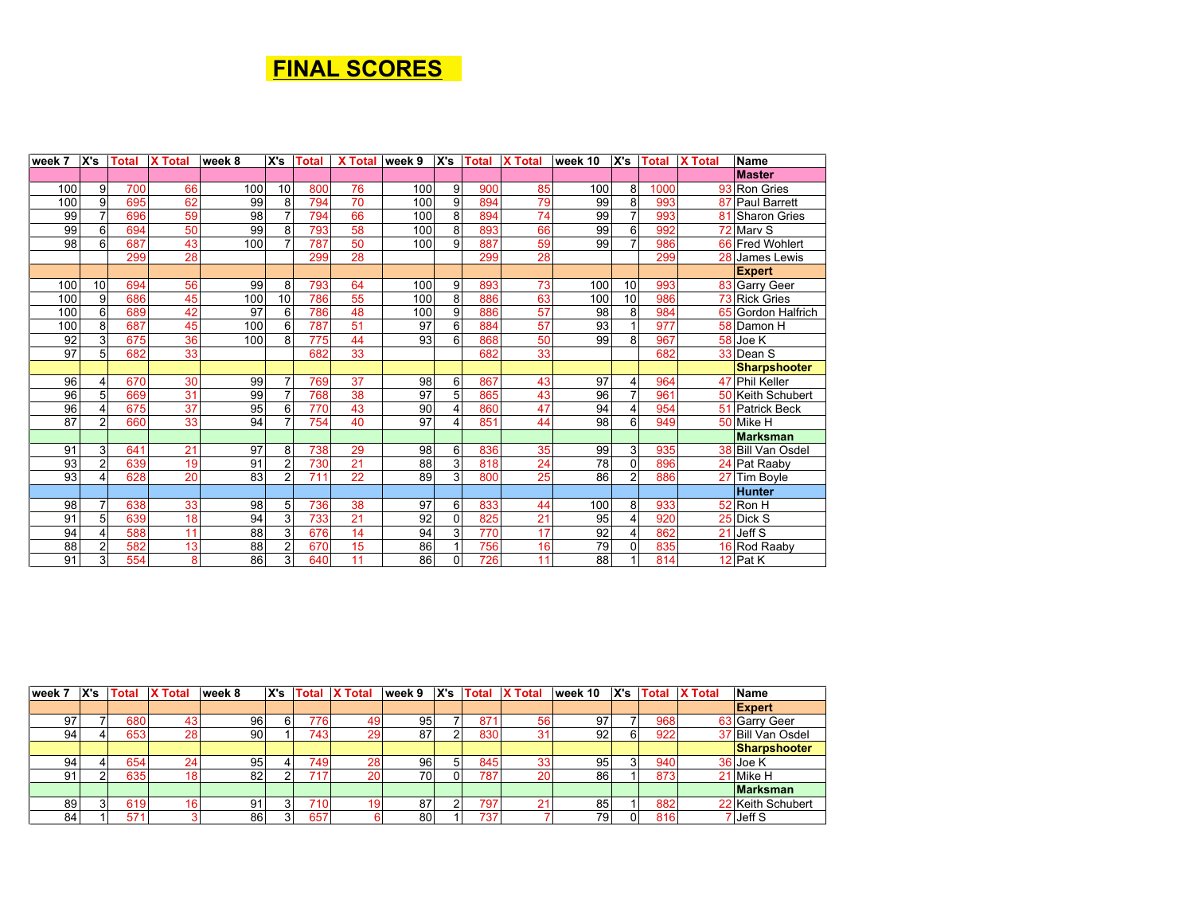# FINAL SCORES

| week 7 | X's | Total | X Total | week 8 | X's | Total | X Total | week 9 | X's | Total | X Total | week 10 | X's | Total | X Total | Name |
|---|---|---|---|---|---|---|---|---|---|---|---|---|---|---|---|---|
| | | | | | | | | | | | | | | | | **Master** |
| 100 | 9 | 700 | 66 | 100 | 10 | 800 | 76 | 100 | 9 | 900 | 85 | 100 | 8 | 1000 | 93 | Ron Gries |
| 100 | 9 | 695 | 62 | 99 | 8 | 794 | 70 | 100 | 9 | 894 | 79 | 99 | 8 | 993 | 87 | Paul Barrett |
| 99 | 7 | 696 | 59 | 98 | 7 | 794 | 66 | 100 | 8 | 894 | 74 | 99 | 7 | 993 | 81 | Sharon Gries |
| 99 | 6 | 694 | 50 | 99 | 8 | 793 | 58 | 100 | 8 | 893 | 66 | 99 | 6 | 992 | 72 | Marv S |
| 98 | 6 | 687 | 43 | 100 | 7 | 787 | 50 | 100 | 9 | 887 | 59 | 99 | 7 | 986 | 66 | Fred Wohlert |
| | | 299 | 28 | | | 299 | 28 | | | 299 | 28 | | | 299 | 28 | James Lewis |
| | | | | | | | | | | | | | | | | **Expert** |
| 100 | 10 | 694 | 56 | 99 | 8 | 793 | 64 | 100 | 9 | 893 | 73 | 100 | 10 | 993 | 83 | Garry Geer |
| 100 | 9 | 686 | 45 | 100 | 10 | 786 | 55 | 100 | 8 | 886 | 63 | 100 | 10 | 986 | 73 | Rick Gries |
| 100 | 6 | 689 | 42 | 97 | 6 | 786 | 48 | 100 | 9 | 886 | 57 | 98 | 8 | 984 | 65 | Gordon Halfrich |
| 100 | 8 | 687 | 45 | 100 | 6 | 787 | 51 | 97 | 6 | 884 | 57 | 93 | 1 | 977 | 58 | Damon H |
| 92 | 3 | 675 | 36 | 100 | 8 | 775 | 44 | 93 | 6 | 868 | 50 | 99 | 8 | 967 | 58 | Joe K |
| 97 | 5 | 682 | 33 | | | 682 | 33 | | | 682 | 33 | | | 682 | 33 | Dean S |
| | | | | | | | | | | | | | | | | **Sharpshooter** |
| 96 | 4 | 670 | 30 | 99 | 7 | 769 | 37 | 98 | 6 | 867 | 43 | 97 | 4 | 964 | 47 | Phil Keller |
| 96 | 5 | 669 | 31 | 99 | 7 | 768 | 38 | 97 | 5 | 865 | 43 | 96 | 7 | 961 | 50 | Keith Schubert |
| 96 | 4 | 675 | 37 | 95 | 6 | 770 | 43 | 90 | 4 | 860 | 47 | 94 | 4 | 954 | 51 | Patrick Beck |
| 87 | 2 | 660 | 33 | 94 | 7 | 754 | 40 | 97 | 4 | 851 | 44 | 98 | 6 | 949 | 50 | Mike H |
| | | | | | | | | | | | | | | | | **Marksman** |
| 91 | 3 | 641 | 21 | 97 | 8 | 738 | 29 | 98 | 6 | 836 | 35 | 99 | 3 | 935 | 38 | Bill Van Osdel |
| 93 | 2 | 639 | 19 | 91 | 2 | 730 | 21 | 88 | 3 | 818 | 24 | 78 | 0 | 896 | 24 | Pat Raaby |
| 93 | 4 | 628 | 20 | 83 | 2 | 711 | 22 | 89 | 3 | 800 | 25 | 86 | 2 | 886 | 27 | Tim Boyle |
| | | | | | | | | | | | | | | | | **Hunter** |
| 98 | 7 | 638 | 33 | 98 | 5 | 736 | 38 | 97 | 6 | 833 | 44 | 100 | 8 | 933 | 52 | Ron H |
| 91 | 5 | 639 | 18 | 94 | 3 | 733 | 21 | 92 | 0 | 825 | 21 | 95 | 4 | 920 | 25 | Dick S |
| 94 | 4 | 588 | 11 | 88 | 3 | 676 | 14 | 94 | 3 | 770 | 17 | 92 | 4 | 862 | 21 | Jeff S |
| 88 | 2 | 582 | 13 | 88 | 2 | 670 | 15 | 86 | 1 | 756 | 16 | 79 | 0 | 835 | 16 | Rod Raaby |
| 91 | 3 | 554 | 8 | 86 | 3 | 640 | 11 | 86 | 0 | 726 | 11 | 88 | 1 | 814 | 12 | Pat K |

| week 7 | X's | Total | X Total | week 8 | X's | Total | X Total | week 9 | X's | Total | X Total | week 10 | X's | Total | X Total | Name |
|---|---|---|---|---|---|---|---|---|---|---|---|---|---|---|---|---|
| | | | | | | | | | | | | | | | | **Expert** |
| 97 | 7 | 680 | 43 | 96 | 6 | 776 | 49 | 95 | 7 | 871 | 56 | 97 | 7 | 968 | 63 | Garry Geer |
| 94 | 4 | 653 | 28 | 90 | 1 | 743 | 29 | 87 | 2 | 830 | 31 | 92 | 6 | 922 | 37 | Bill Van Osdel |
| | | | | | | | | | | | | | | | | **Sharpshooter** |
| 94 | 4 | 654 | 24 | 95 | 4 | 749 | 28 | 96 | 5 | 845 | 33 | 95 | 3 | 940 | 36 | Joe K |
| 91 | 2 | 635 | 18 | 82 | 2 | 717 | 20 | 70 | 0 | 787 | 20 | 86 | 1 | 873 | 21 | Mike H |
| | | | | | | | | | | | | | | | | **Marksman** |
| 89 | 3 | 619 | 16 | 91 | 3 | 710 | 19 | 87 | 2 | 797 | 21 | 85 | 1 | 882 | 22 | Keith Schubert |
| 84 | 1 | 571 | 3 | 86 | 3 | 657 | 6 | 80 | 1 | 737 | 7 | 79 | 0 | 816 | 7 | Jeff S |